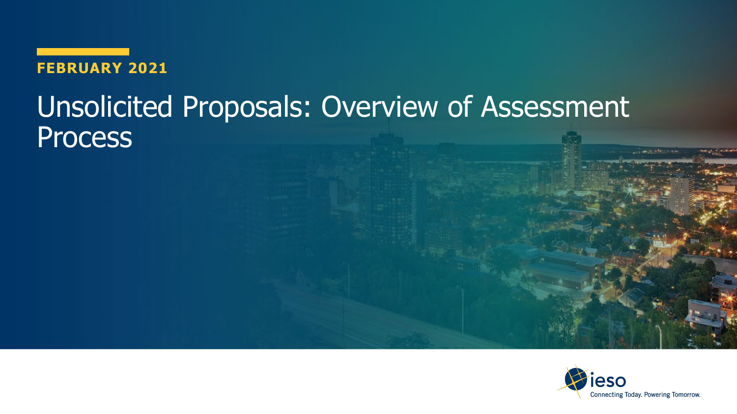FEBRUARY 2021

# Unsolicited Proposals: Overview of Assessment Process

ieso

Connecting Today. Powering Tomorrow.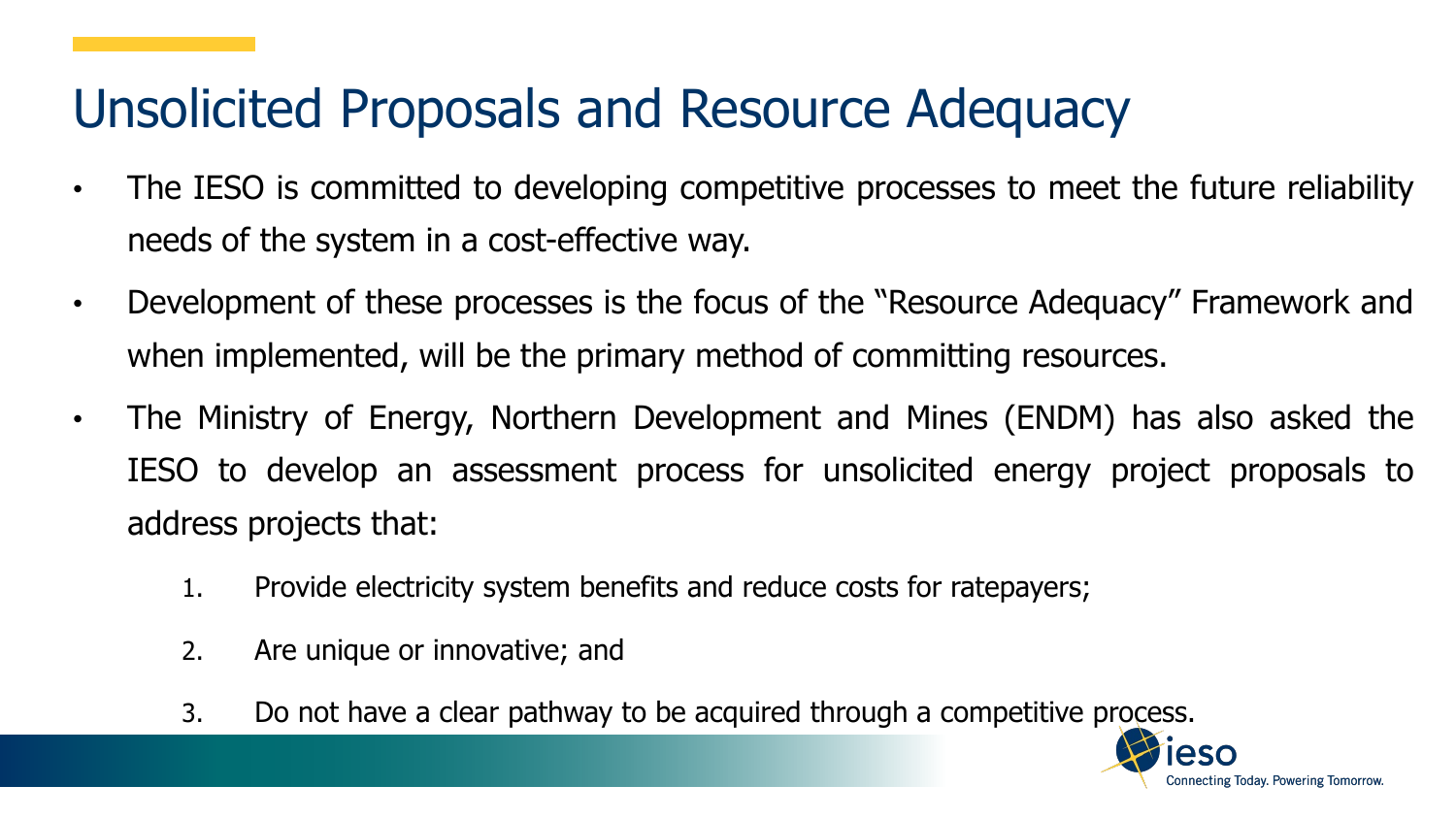# Unsolicited Proposals and Resource Adequacy

- The IESO is committed to developing competitive processes to meet the future reliability needs of the system in a cost-effective way.
- Development of these processes is the focus of the "Resource Adequacy" Framework and when implemented, will be the primary method of committing resources.
- The Ministry of Energy, Northern Development and Mines (ENDM) has also asked the IESO to develop an assessment process for unsolicited energy project proposals to address projects that:
    1. Provide electricity system benefits and reduce costs for ratepayers;
    2. Are unique or innovative; and
    3. Do not have a clear pathway to be acquired through a competitive process.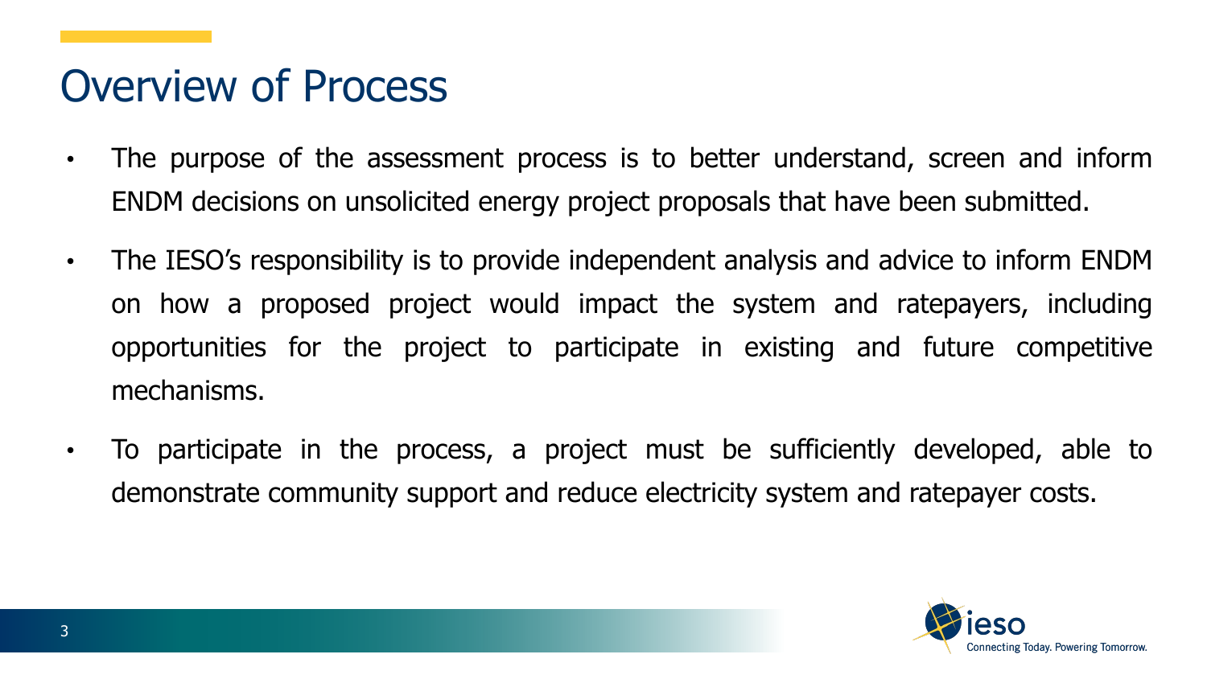# Overview of Process

- The purpose of the assessment process is to better understand, screen and inform ENDM decisions on unsolicited energy project proposals that have been submitted.
- The IESO's responsibility is to provide independent analysis and advice to inform ENDM on how a proposed project would impact the system and ratepayers, including opportunities for the project to participate in existing and future competitive mechanisms.
- To participate in the process, a project must be sufficiently developed, able to demonstrate community support and reduce electricity system and ratepayer costs.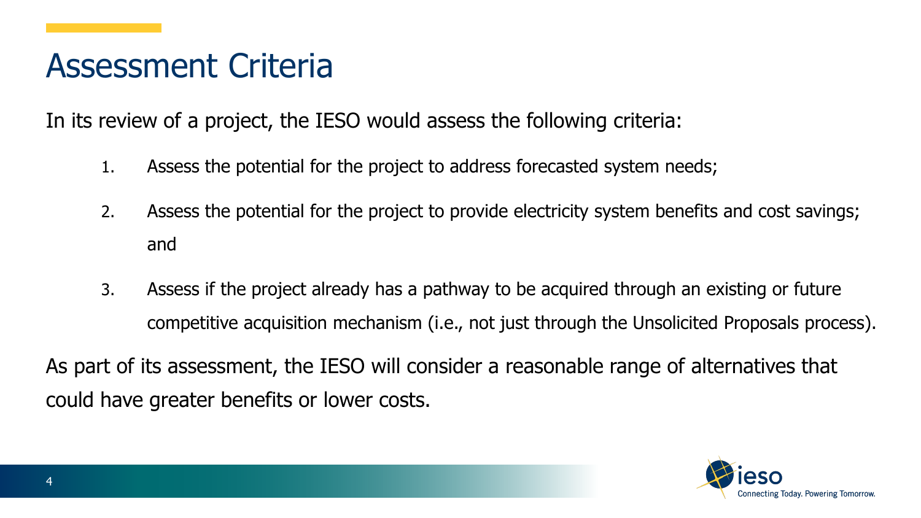# Assessment Criteria

In its review of a project, the IESO would assess the following criteria:

1. Assess the potential for the project to address forecasted system needs;
2. Assess the potential for the project to provide electricity system benefits and cost savings; and
3. Assess if the project already has a pathway to be acquired through an existing or future competitive acquisition mechanism (i.e., not just through the Unsolicited Proposals process).

As part of its assessment, the IESO will consider a reasonable range of alternatives that could have greater benefits or lower costs.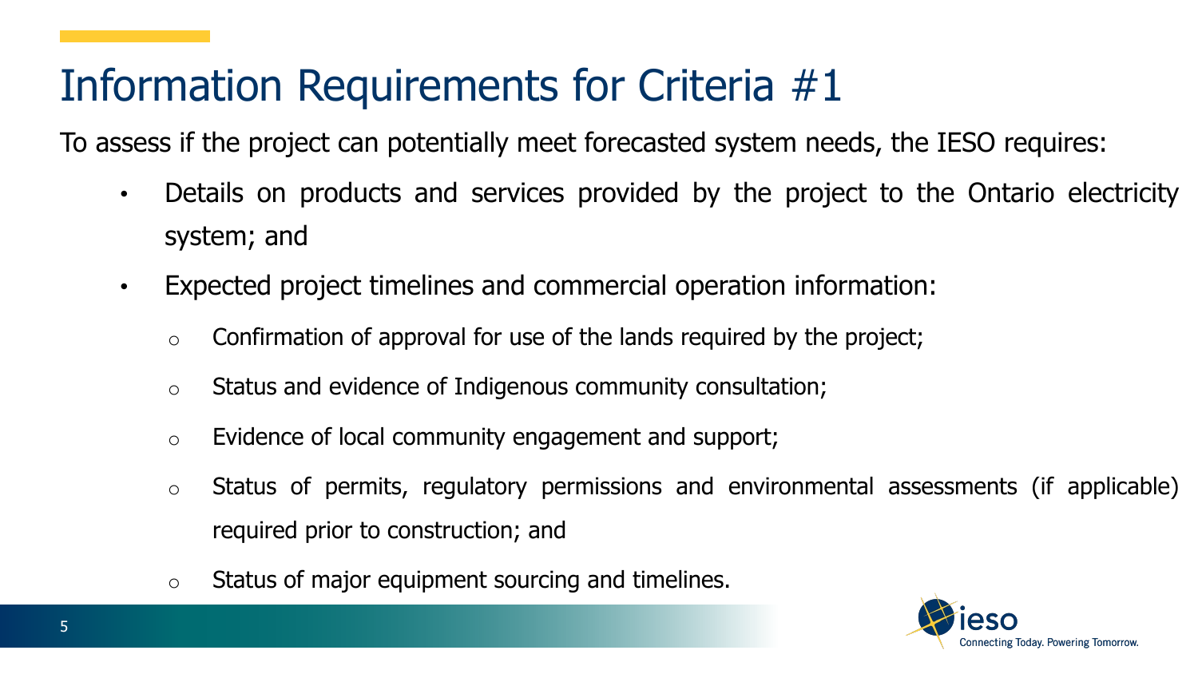# Information Requirements for Criteria #1

To assess if the project can potentially meet forecasted system needs, the IESO requires:

- Details on products and services provided by the project to the Ontario electricity system; and
- Expected project timelines and commercial operation information:
  - Confirmation of approval for use of the lands required by the project;
  - Status and evidence of Indigenous community consultation;
  - Evidence of local community engagement and support;
  - Status of permits, regulatory permissions and environmental assessments (if applicable) required prior to construction; and
  - Status of major equipment sourcing and timelines.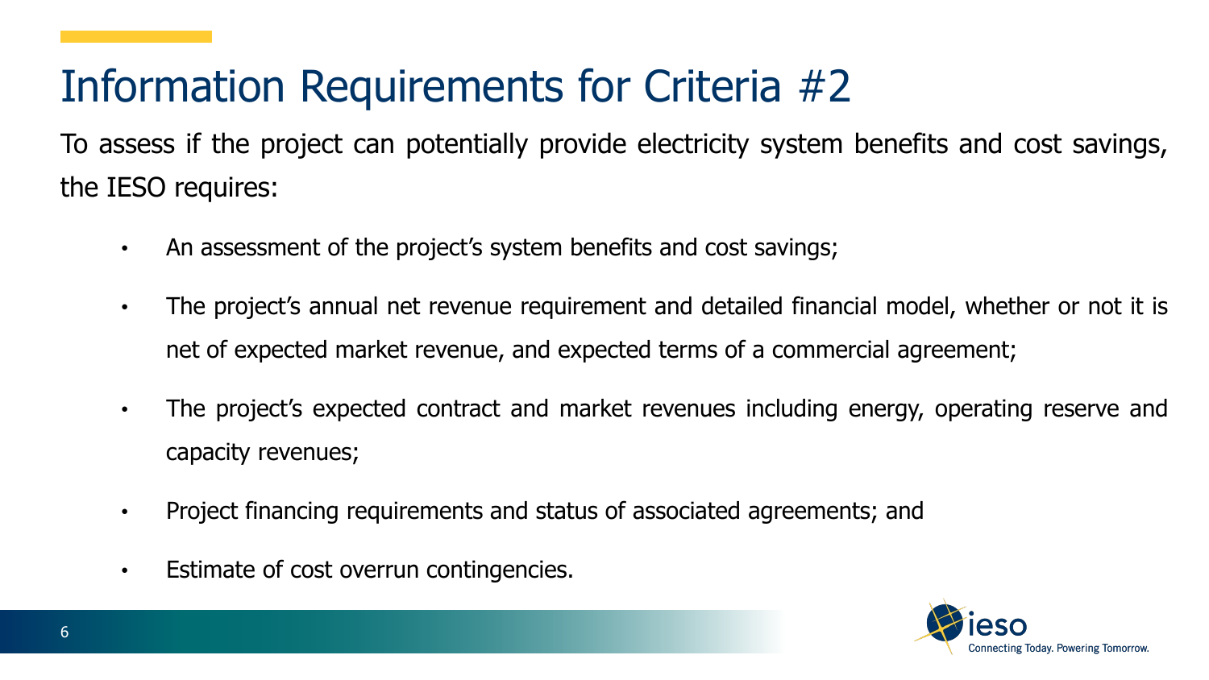# Information Requirements for Criteria #2

To assess if the project can potentially provide electricity system benefits and cost savings, the IESO requires:

- An assessment of the project's system benefits and cost savings;
- The project's annual net revenue requirement and detailed financial model, whether or not it is net of expected market revenue, and expected terms of a commercial agreement;
- The project's expected contract and market revenues including energy, operating reserve and capacity revenues;
- Project financing requirements and status of associated agreements; and
- Estimate of cost overrun contingencies.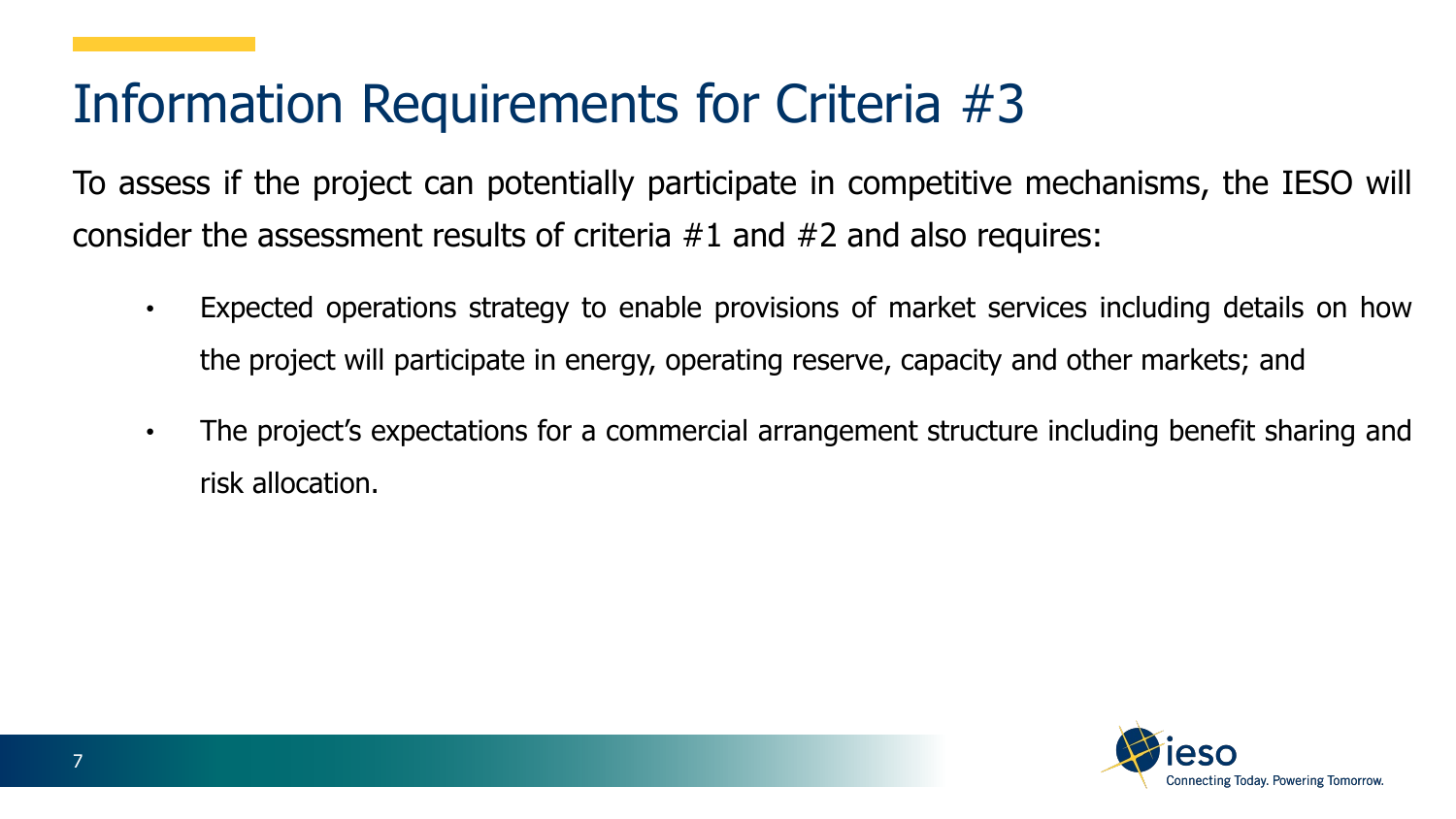# Information Requirements for Criteria #3

To assess if the project can potentially participate in competitive mechanisms, the IESO will consider the assessment results of criteria #1 and #2 and also requires:

- Expected operations strategy to enable provisions of market services including details on how the project will participate in energy, operating reserve, capacity and other markets; and
- The project's expectations for a commercial arrangement structure including benefit sharing and risk allocation.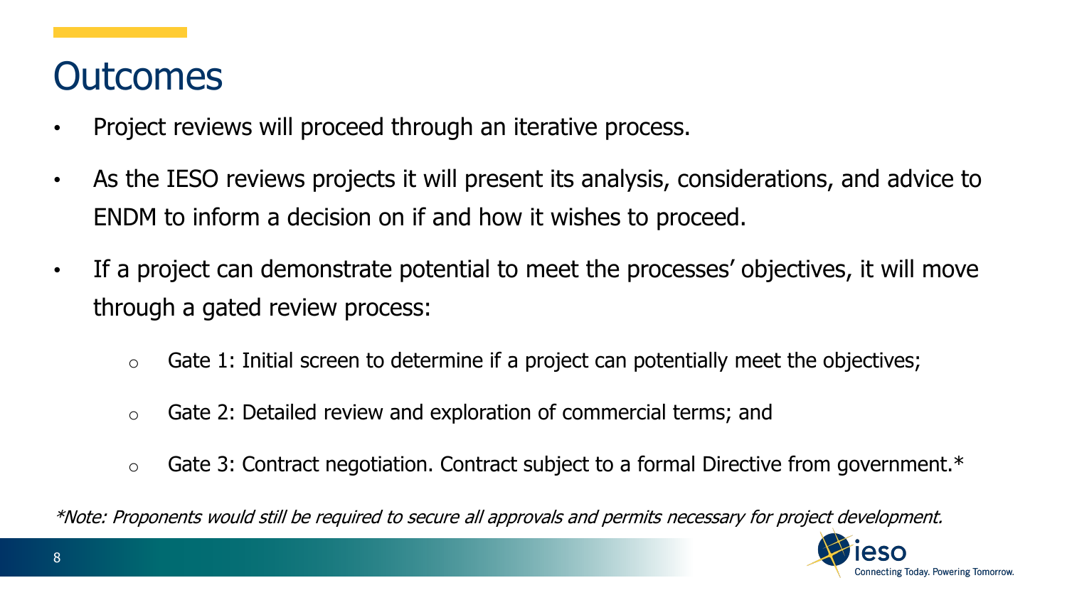# Outcomes

- Project reviews will proceed through an iterative process.
- As the IESO reviews projects it will present its analysis, considerations, and advice to ENDM to inform a decision on if and how it wishes to proceed.
- If a project can demonstrate potential to meet the processes' objectives, it will move through a gated review process:
  - Gate 1: Initial screen to determine if a project can potentially meet the objectives;
  - Gate 2: Detailed review and exploration of commercial terms; and
  - Gate 3: Contract negotiation. Contract subject to a formal Directive from government.*

*\*Note: Proponents would still be required to secure all approvals and permits necessary for project development.*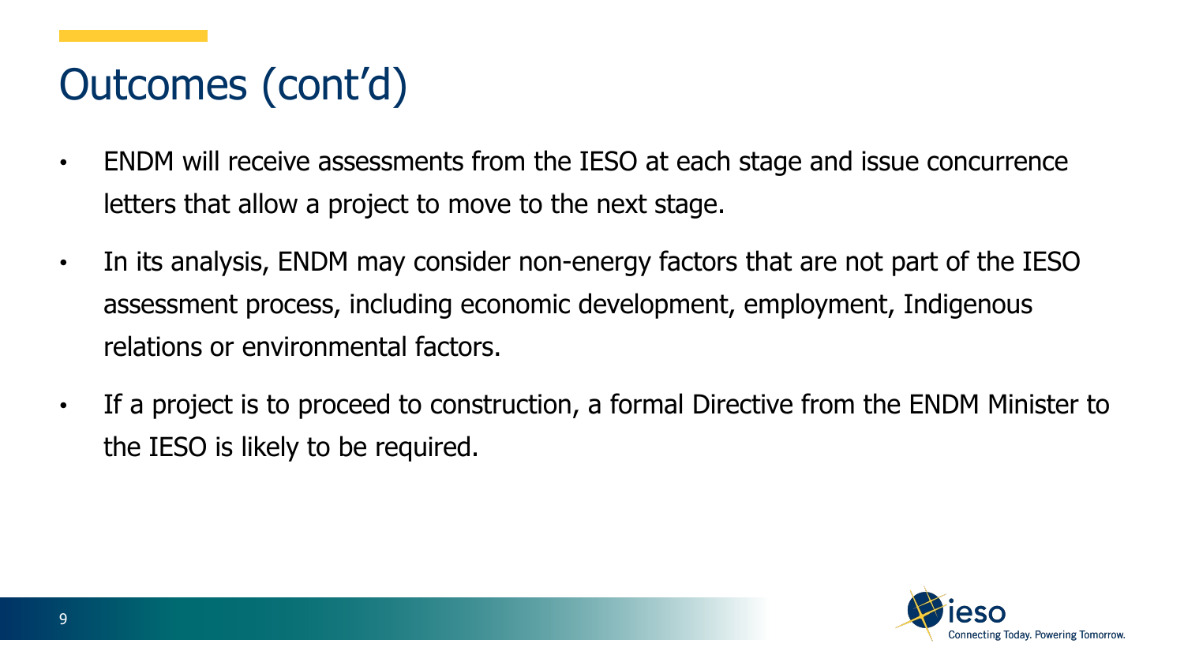# Outcomes (cont'd)

- ENDM will receive assessments from the IESO at each stage and issue concurrence letters that allow a project to move to the next stage.
- In its analysis, ENDM may consider non-energy factors that are not part of the IESO assessment process, including economic development, employment, Indigenous relations or environmental factors.
- If a project is to proceed to construction, a formal Directive from the ENDM Minister to the IESO is likely to be required.